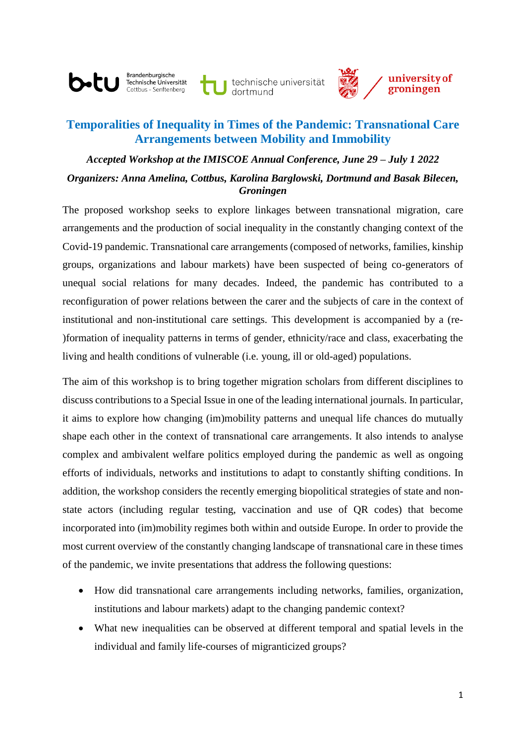# Temporalities of Inequality in Times of the Pandemic: Transnational Care Arrangements between Mobility and Immobility

***Accepted Workshop at the IMISCOE Annual Conference, June 29 – July 1 2022***

***Organizers: Anna Amelina, Cottbus, Karolina Barglowski, Dortmund and Basak Bilecen, Groningen***

The proposed workshop seeks to explore linkages between transnational migration, care arrangements and the production of social inequality in the constantly changing context of the Covid-19 pandemic. Transnational care arrangements (composed of networks, families, kinship groups, organizations and labour markets) have been suspected of being co-generators of unequal social relations for many decades. Indeed, the pandemic has contributed to a reconfiguration of power relations between the carer and the subjects of care in the context of institutional and non-institutional care settings. This development is accompanied by a (re-)formation of inequality patterns in terms of gender, ethnicity/race and class, exacerbating the living and health conditions of vulnerable (i.e. young, ill or old-aged) populations.

The aim of this workshop is to bring together migration scholars from different disciplines to discuss contributions to a Special Issue in one of the leading international journals. In particular, it aims to explore how changing (im)mobility patterns and unequal life chances do mutually shape each other in the context of transnational care arrangements. It also intends to analyse complex and ambivalent welfare politics employed during the pandemic as well as ongoing efforts of individuals, networks and institutions to adapt to constantly shifting conditions. In addition, the workshop considers the recently emerging biopolitical strategies of state and non-state actors (including regular testing, vaccination and use of QR codes) that become incorporated into (im)mobility regimes both within and outside Europe. In order to provide the most current overview of the constantly changing landscape of transnational care in these times of the pandemic, we invite presentations that address the following questions:

- How did transnational care arrangements including networks, families, organization, institutions and labour markets) adapt to the changing pandemic context?
- What new inequalities can be observed at different temporal and spatial levels in the individual and family life-courses of migranticized groups?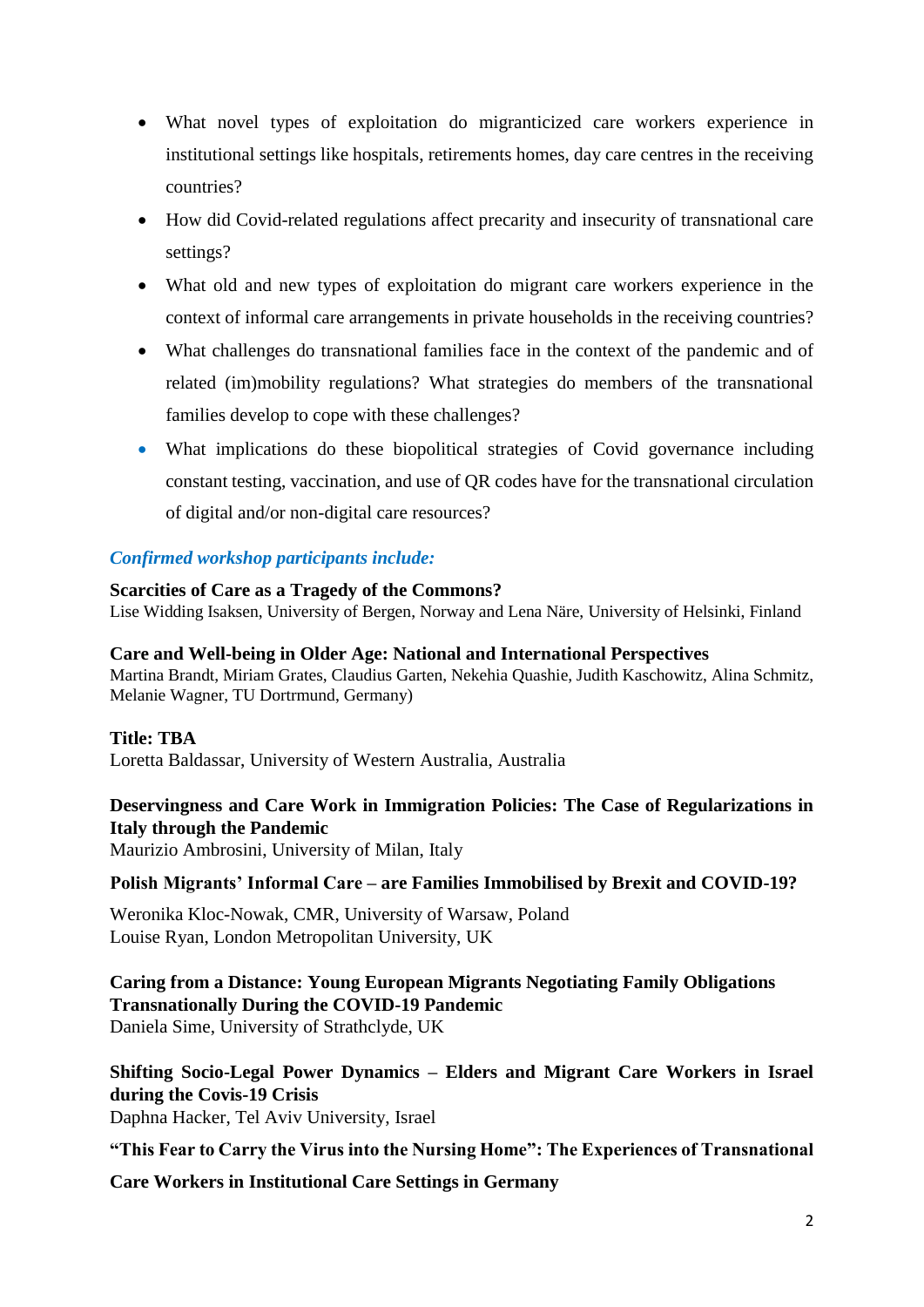- What novel types of exploitation do migranticized care workers experience in institutional settings like hospitals, retirements homes, day care centres in the receiving countries?
- How did Covid-related regulations affect precarity and insecurity of transnational care settings?
- What old and new types of exploitation do migrant care workers experience in the context of informal care arrangements in private households in the receiving countries?
- What challenges do transnational families face in the context of the pandemic and of related (im)mobility regulations? What strategies do members of the transnational families develop to cope with these challenges?
- What implications do these biopolitical strategies of Covid governance including constant testing, vaccination, and use of QR codes have for the transnational circulation of digital and/or non-digital care resources?

### *Confirmed workshop participants include:*

**Scarcities of Care as a Tragedy of the Commons?**
Lise Widding Isaksen, University of Bergen, Norway and Lena Näre, University of Helsinki, Finland

**Care and Well-being in Older Age: National and International Perspectives**
Martina Brandt, Miriam Grates, Claudius Garten, Nekehia Quashie, Judith Kaschowitz, Alina Schmitz, Melanie Wagner, TU Dortrmund, Germany)

**Title: TBA**
Loretta Baldassar, University of Western Australia, Australia

**Deservingness and Care Work in Immigration Policies: The Case of Regularizations in Italy through the Pandemic**
Maurizio Ambrosini, University of Milan, Italy

**Polish Migrants' Informal Care – are Families Immobilised by Brexit and COVID-19?**

Weronika Kloc-Nowak, CMR, University of Warsaw, Poland
Louise Ryan, London Metropolitan University, UK

**Caring from a Distance: Young European Migrants Negotiating Family Obligations Transnationally During the COVID-19 Pandemic**
Daniela Sime, University of Strathclyde, UK

**Shifting Socio-Legal Power Dynamics – Elders and Migrant Care Workers in Israel during the Covis-19 Crisis**
Daphna Hacker, Tel Aviv University, Israel

**"This Fear to Carry the Virus into the Nursing Home": The Experiences of Transnational Care Workers in Institutional Care Settings in Germany**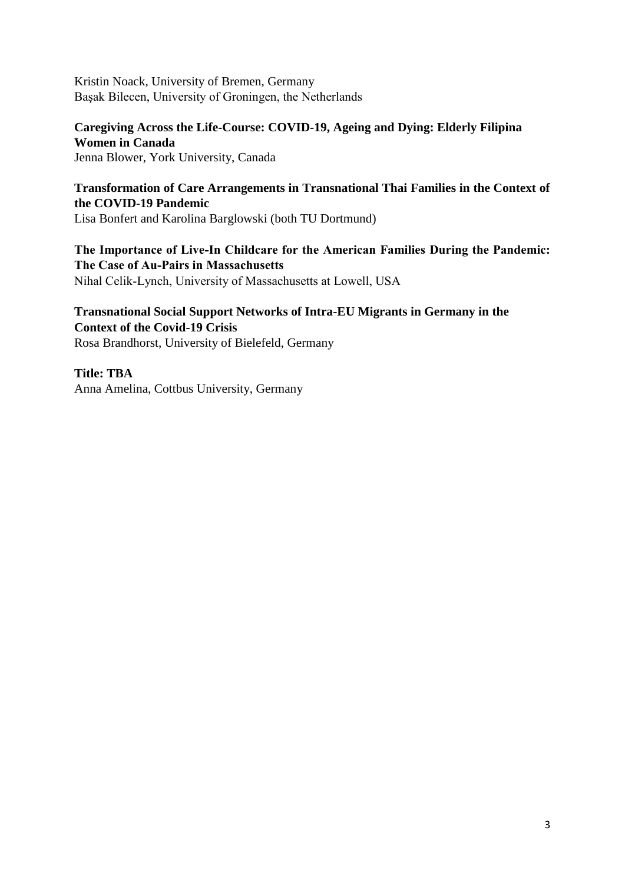Kristin Noack, University of Bremen, Germany
Başak Bilecen, University of Groningen, the Netherlands

**Caregiving Across the Life-Course: COVID-19, Ageing and Dying: Elderly Filipina Women in Canada**
Jenna Blower, York University, Canada

**Transformation of Care Arrangements in Transnational Thai Families in the Context of the COVID-19 Pandemic**
Lisa Bonfert and Karolina Barglowski (both TU Dortmund)

**The Importance of Live-In Childcare for the American Families During the Pandemic: The Case of Au-Pairs in Massachusetts**
Nihal Celik-Lynch, University of Massachusetts at Lowell, USA

**Transnational Social Support Networks of Intra-EU Migrants in Germany in the Context of the Covid-19 Crisis**
Rosa Brandhorst, University of Bielefeld, Germany

**Title: TBA**
Anna Amelina, Cottbus University, Germany